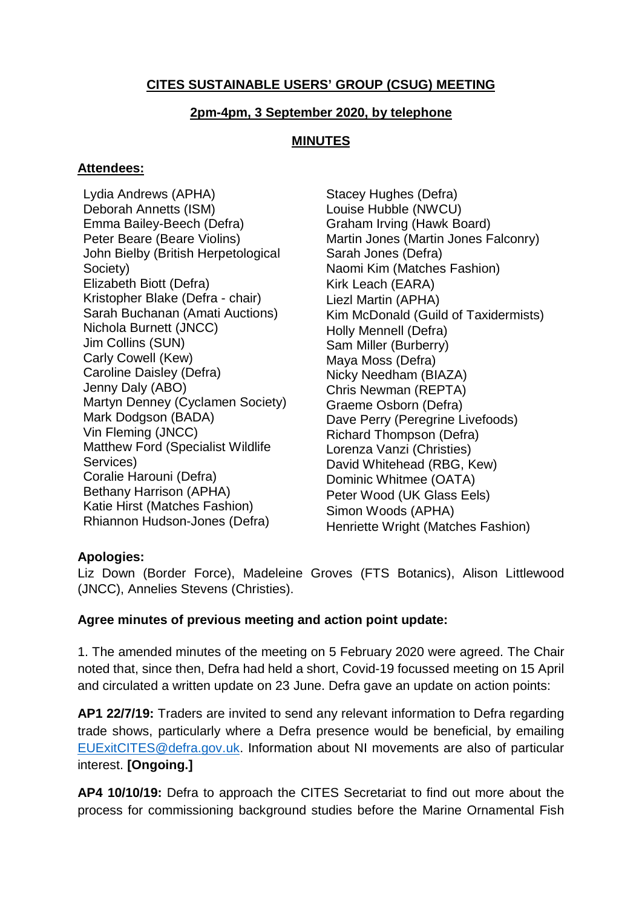# CITES SUSTAINABLE USERS' GROUP (CSUG) MEETING

## 2pm-4pm, 3 September 2020, by telephone

## MINUTES

**Attendees:**

Lydia Andrews (APHA)
Deborah Annetts (ISM)
Emma Bailey-Beech (Defra)
Peter Beare (Beare Violins)
John Bielby (British Herpetological Society)
Elizabeth Biott (Defra)
Kristopher Blake (Defra - chair)
Sarah Buchanan (Amati Auctions)
Nichola Burnett (JNCC)
Jim Collins (SUN)
Carly Cowell (Kew)
Caroline Daisley (Defra)
Jenny Daly (ABO)
Martyn Denney (Cyclamen Society)
Mark Dodgson (BADA)
Vin Fleming (JNCC)
Matthew Ford (Specialist Wildlife Services)
Coralie Harouni (Defra)
Bethany Harrison (APHA)
Katie Hirst (Matches Fashion)
Rhiannon Hudson-Jones (Defra)
Stacey Hughes (Defra)
Louise Hubble (NWCU)
Graham Irving (Hawk Board)
Martin Jones (Martin Jones Falconry)
Sarah Jones (Defra)
Naomi Kim (Matches Fashion)
Kirk Leach (EARA)
Liezl Martin (APHA)
Kim McDonald (Guild of Taxidermists)
Holly Mennell (Defra)
Sam Miller (Burberry)
Maya Moss (Defra)
Nicky Needham (BIAZA)
Chris Newman (REPTA)
Graeme Osborn (Defra)
Dave Perry (Peregrine Livefoods)
Richard Thompson (Defra)
Lorenza Vanzi (Christies)
David Whitehead (RBG, Kew)
Dominic Whitmee (OATA)
Peter Wood (UK Glass Eels)
Simon Woods (APHA)
Henriette Wright (Matches Fashion)

**Apologies:**

Liz Down (Border Force), Madeleine Groves (FTS Botanics), Alison Littlewood (JNCC), Annelies Stevens (Christies).

**Agree minutes of previous meeting and action point update:**

1. The amended minutes of the meeting on 5 February 2020 were agreed. The Chair noted that, since then, Defra had held a short, Covid-19 focussed meeting on 15 April and circulated a written update on 23 June. Defra gave an update on action points:

**AP1 22/7/19:** Traders are invited to send any relevant information to Defra regarding trade shows, particularly where a Defra presence would be beneficial, by emailing EUExitCITES@defra.gov.uk. Information about NI movements are also of particular interest. **[Ongoing.]**

**AP4 10/10/19:** Defra to approach the CITES Secretariat to find out more about the process for commissioning background studies before the Marine Ornamental Fish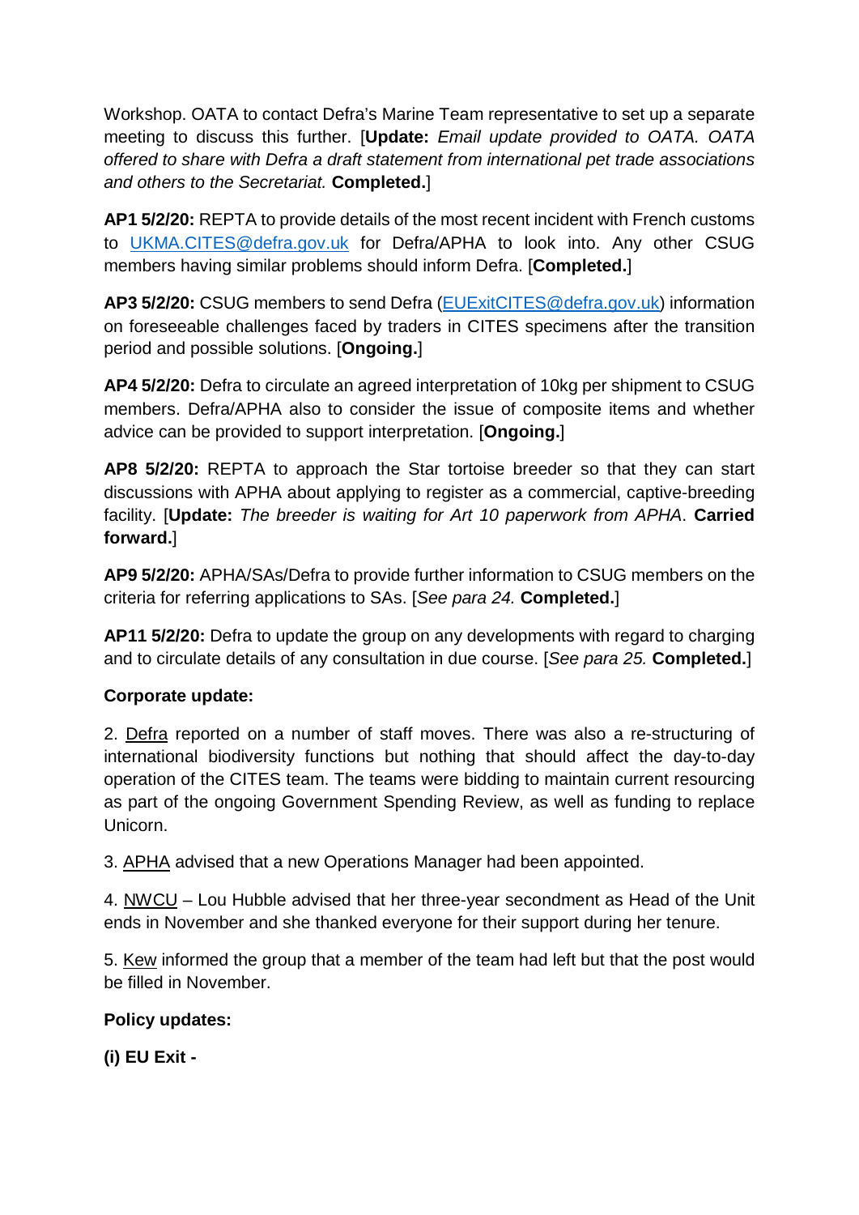Workshop. OATA to contact Defra's Marine Team representative to set up a separate meeting to discuss this further. [**Update:** *Email update provided to OATA. OATA offered to share with Defra a draft statement from international pet trade associations and others to the Secretariat.* **Completed.**]

**AP1 5/2/20:** REPTA to provide details of the most recent incident with French customs to UKMA.CITES@defra.gov.uk for Defra/APHA to look into. Any other CSUG members having similar problems should inform Defra. [**Completed.**]

**AP3 5/2/20:** CSUG members to send Defra (EUExitCITES@defra.gov.uk) information on foreseeable challenges faced by traders in CITES specimens after the transition period and possible solutions. [**Ongoing.**]

**AP4 5/2/20:** Defra to circulate an agreed interpretation of 10kg per shipment to CSUG members. Defra/APHA also to consider the issue of composite items and whether advice can be provided to support interpretation. [**Ongoing.**]

**AP8 5/2/20:** REPTA to approach the Star tortoise breeder so that they can start discussions with APHA about applying to register as a commercial, captive-breeding facility. [**Update:** *The breeder is waiting for Art 10 paperwork from APHA*. **Carried forward.**]

**AP9 5/2/20:** APHA/SAs/Defra to provide further information to CSUG members on the criteria for referring applications to SAs. [*See para 24.* **Completed.**]

**AP11 5/2/20:** Defra to update the group on any developments with regard to charging and to circulate details of any consultation in due course. [*See para 25.* **Completed.**]

**Corporate update:**

2. Defra reported on a number of staff moves. There was also a re-structuring of international biodiversity functions but nothing that should affect the day-to-day operation of the CITES team. The teams were bidding to maintain current resourcing as part of the ongoing Government Spending Review, as well as funding to replace Unicorn.

3. APHA advised that a new Operations Manager had been appointed.

4. NWCU – Lou Hubble advised that her three-year secondment as Head of the Unit ends in November and she thanked everyone for their support during her tenure.

5. Kew informed the group that a member of the team had left but that the post would be filled in November.

**Policy updates:**

**(i) EU Exit -**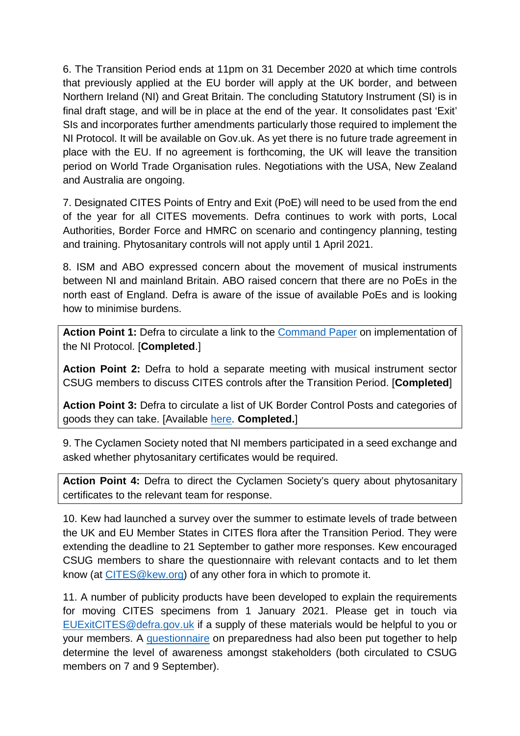6. The Transition Period ends at 11pm on 31 December 2020 at which time controls that previously applied at the EU border will apply at the UK border, and between Northern Ireland (NI) and Great Britain. The concluding Statutory Instrument (SI) is in final draft stage, and will be in place at the end of the year. It consolidates past 'Exit' SIs and incorporates further amendments particularly those required to implement the NI Protocol. It will be available on Gov.uk. As yet there is no future trade agreement in place with the EU. If no agreement is forthcoming, the UK will leave the transition period on World Trade Organisation rules. Negotiations with the USA, New Zealand and Australia are ongoing.

7. Designated CITES Points of Entry and Exit (PoE) will need to be used from the end of the year for all CITES movements. Defra continues to work with ports, Local Authorities, Border Force and HMRC on scenario and contingency planning, testing and training. Phytosanitary controls will not apply until 1 April 2021.

8. ISM and ABO expressed concern about the movement of musical instruments between NI and mainland Britain. ABO raised concern that there are no PoEs in the north east of England. Defra is aware of the issue of available PoEs and is looking how to minimise burdens.

> **Action Point 1:** Defra to circulate a link to the Command Paper on implementation of the NI Protocol. [**Completed**.]
>
> **Action Point 2:** Defra to hold a separate meeting with musical instrument sector CSUG members to discuss CITES controls after the Transition Period. [**Completed**]
>
> **Action Point 3:** Defra to circulate a list of UK Border Control Posts and categories of goods they can take. [Available here. **Completed.**]

9. The Cyclamen Society noted that NI members participated in a seed exchange and asked whether phytosanitary certificates would be required.

> **Action Point 4:** Defra to direct the Cyclamen Society's query about phytosanitary certificates to the relevant team for response.

10. Kew had launched a survey over the summer to estimate levels of trade between the UK and EU Member States in CITES flora after the Transition Period. They were extending the deadline to 21 September to gather more responses. Kew encouraged CSUG members to share the questionnaire with relevant contacts and to let them know (at CITES@kew.org) of any other fora in which to promote it.

11. A number of publicity products have been developed to explain the requirements for moving CITES specimens from 1 January 2021. Please get in touch via EUExitCITES@defra.gov.uk if a supply of these materials would be helpful to you or your members. A questionnaire on preparedness had also been put together to help determine the level of awareness amongst stakeholders (both circulated to CSUG members on 7 and 9 September).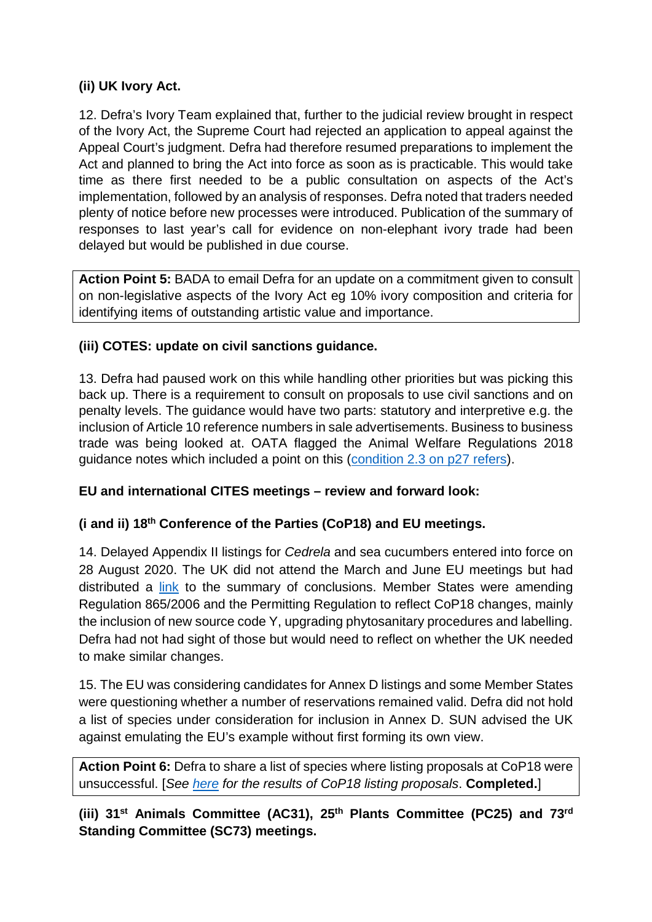**(ii) UK Ivory Act.**

12. Defra's Ivory Team explained that, further to the judicial review brought in respect of the Ivory Act, the Supreme Court had rejected an application to appeal against the Appeal Court's judgment. Defra had therefore resumed preparations to implement the Act and planned to bring the Act into force as soon as is practicable. This would take time as there first needed to be a public consultation on aspects of the Act's implementation, followed by an analysis of responses. Defra noted that traders needed plenty of notice before new processes were introduced. Publication of the summary of responses to last year's call for evidence on non-elephant ivory trade had been delayed but would be published in due course.

> **Action Point 5:** BADA to email Defra for an update on a commitment given to consult on non-legislative aspects of the Ivory Act eg 10% ivory composition and criteria for identifying items of outstanding artistic value and importance.

**(iii) COTES: update on civil sanctions guidance.**

13. Defra had paused work on this while handling other priorities but was picking this back up. There is a requirement to consult on proposals to use civil sanctions and on penalty levels. The guidance would have two parts: statutory and interpretive e.g. the inclusion of Article 10 reference numbers in sale advertisements. Business to business trade was being looked at. OATA flagged the Animal Welfare Regulations 2018 guidance notes which included a point on this (condition 2.3 on p27 refers).

**EU and international CITES meetings – review and forward look:**

**(i and ii) 18th Conference of the Parties (CoP18) and EU meetings.**

14. Delayed Appendix II listings for *Cedrela* and sea cucumbers entered into force on 28 August 2020. The UK did not attend the March and June EU meetings but had distributed a link to the summary of conclusions. Member States were amending Regulation 865/2006 and the Permitting Regulation to reflect CoP18 changes, mainly the inclusion of new source code Y, upgrading phytosanitary procedures and labelling. Defra had not had sight of those but would need to reflect on whether the UK needed to make similar changes.

15. The EU was considering candidates for Annex D listings and some Member States were questioning whether a number of reservations remained valid. Defra did not hold a list of species under consideration for inclusion in Annex D. SUN advised the UK against emulating the EU's example without first forming its own view.

> **Action Point 6:** Defra to share a list of species where listing proposals at CoP18 were unsuccessful. [*See here for the results of CoP18 listing proposals*. **Completed.**]

**(iii) 31st Animals Committee (AC31), 25th Plants Committee (PC25) and 73rd Standing Committee (SC73) meetings.**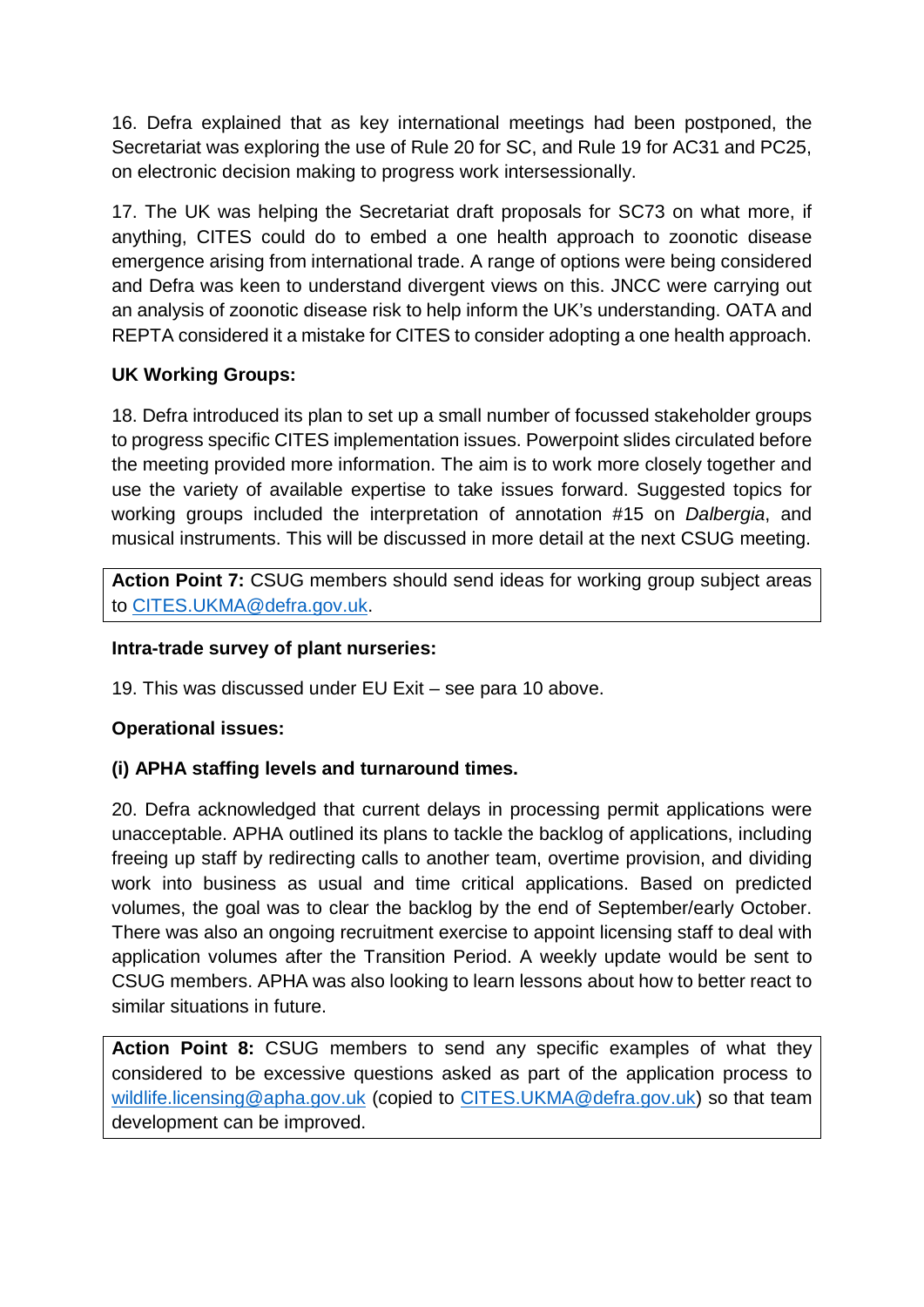16. Defra explained that as key international meetings had been postponed, the Secretariat was exploring the use of Rule 20 for SC, and Rule 19 for AC31 and PC25, on electronic decision making to progress work intersessionally.

17. The UK was helping the Secretariat draft proposals for SC73 on what more, if anything, CITES could do to embed a one health approach to zoonotic disease emergence arising from international trade. A range of options were being considered and Defra was keen to understand divergent views on this. JNCC were carrying out an analysis of zoonotic disease risk to help inform the UK's understanding. OATA and REPTA considered it a mistake for CITES to consider adopting a one health approach.

**UK Working Groups:**

18. Defra introduced its plan to set up a small number of focussed stakeholder groups to progress specific CITES implementation issues. Powerpoint slides circulated before the meeting provided more information. The aim is to work more closely together and use the variety of available expertise to take issues forward. Suggested topics for working groups included the interpretation of annotation #15 on *Dalbergia*, and musical instruments. This will be discussed in more detail at the next CSUG meeting.

**Action Point 7:** CSUG members should send ideas for working group subject areas to CITES.UKMA@defra.gov.uk.

**Intra-trade survey of plant nurseries:**

19. This was discussed under EU Exit – see para 10 above.

**Operational issues:**

**(i) APHA staffing levels and turnaround times.**

20. Defra acknowledged that current delays in processing permit applications were unacceptable. APHA outlined its plans to tackle the backlog of applications, including freeing up staff by redirecting calls to another team, overtime provision, and dividing work into business as usual and time critical applications. Based on predicted volumes, the goal was to clear the backlog by the end of September/early October. There was also an ongoing recruitment exercise to appoint licensing staff to deal with application volumes after the Transition Period. A weekly update would be sent to CSUG members. APHA was also looking to learn lessons about how to better react to similar situations in future.

**Action Point 8:** CSUG members to send any specific examples of what they considered to be excessive questions asked as part of the application process to wildlife.licensing@apha.gov.uk (copied to CITES.UKMA@defra.gov.uk) so that team development can be improved.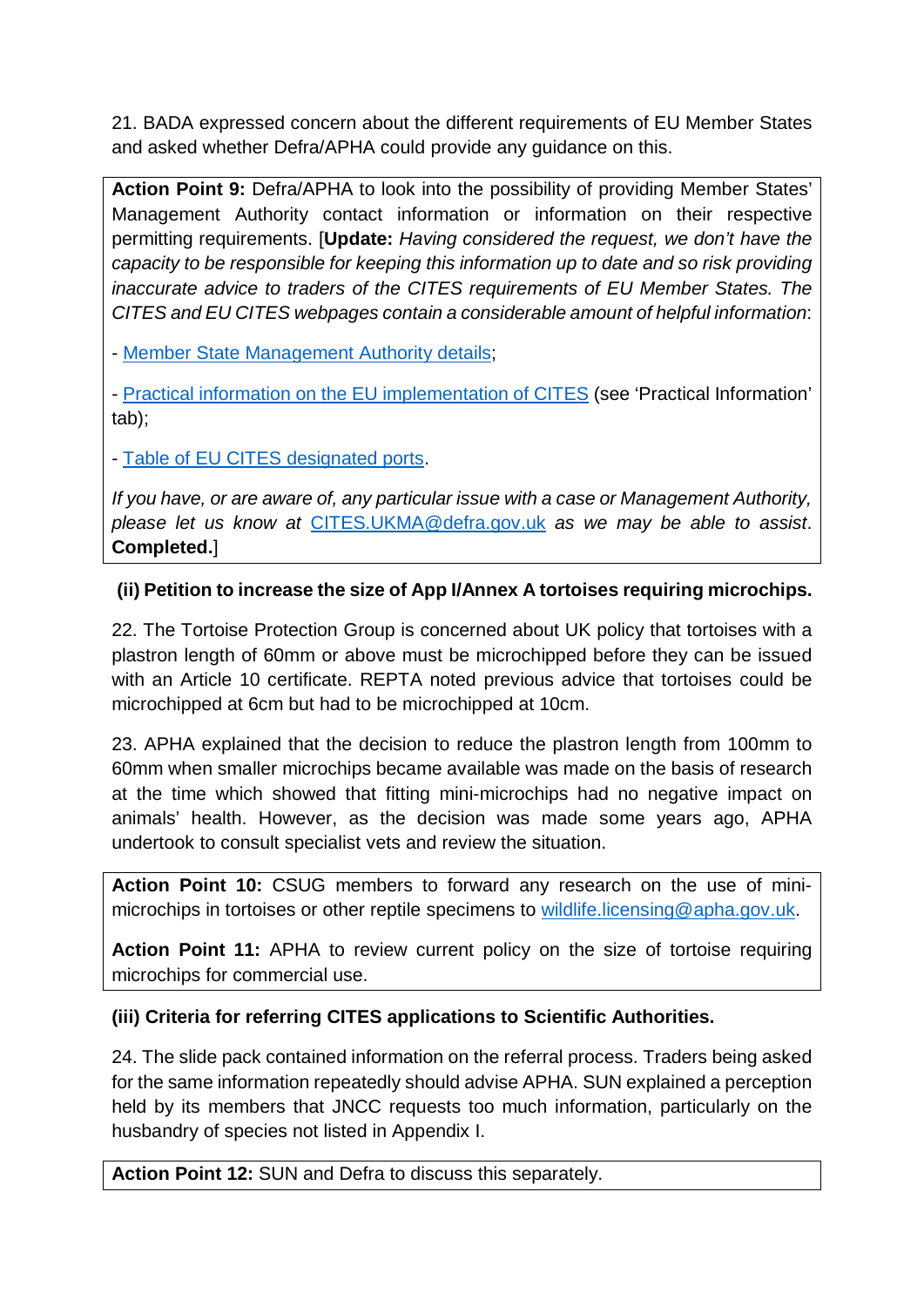21. BADA expressed concern about the different requirements of EU Member States and asked whether Defra/APHA could provide any guidance on this.

**Action Point 9:** Defra/APHA to look into the possibility of providing Member States' Management Authority contact information or information on their respective permitting requirements. [**Update:** *Having considered the request, we don't have the capacity to be responsible for keeping this information up to date and so risk providing inaccurate advice to traders of the CITES requirements of EU Member States. The CITES and EU CITES webpages contain a considerable amount of helpful information*:

- Member State Management Authority details;

- Practical information on the EU implementation of CITES (see 'Practical Information' tab);

- Table of EU CITES designated ports.

*If you have, or are aware of, any particular issue with a case or Management Authority, please let us know at* CITES.UKMA@defra.gov.uk *as we may be able to assist*. **Completed.**]

**(ii) Petition to increase the size of App I/Annex A tortoises requiring microchips.**

22. The Tortoise Protection Group is concerned about UK policy that tortoises with a plastron length of 60mm or above must be microchipped before they can be issued with an Article 10 certificate. REPTA noted previous advice that tortoises could be microchipped at 6cm but had to be microchipped at 10cm.

23. APHA explained that the decision to reduce the plastron length from 100mm to 60mm when smaller microchips became available was made on the basis of research at the time which showed that fitting mini-microchips had no negative impact on animals' health. However, as the decision was made some years ago, APHA undertook to consult specialist vets and review the situation.

**Action Point 10:** CSUG members to forward any research on the use of mini-microchips in tortoises or other reptile specimens to wildlife.licensing@apha.gov.uk.

**Action Point 11:** APHA to review current policy on the size of tortoise requiring microchips for commercial use.

**(iii) Criteria for referring CITES applications to Scientific Authorities.**

24. The slide pack contained information on the referral process. Traders being asked for the same information repeatedly should advise APHA. SUN explained a perception held by its members that JNCC requests too much information, particularly on the husbandry of species not listed in Appendix I.

**Action Point 12:** SUN and Defra to discuss this separately.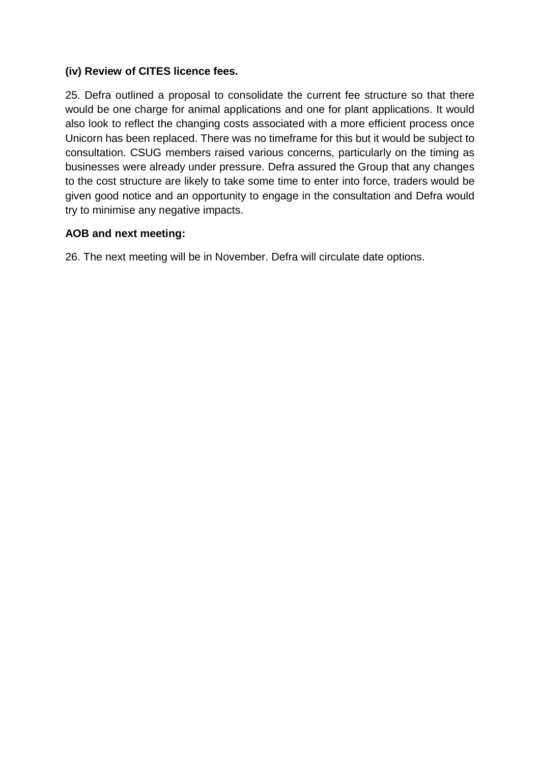**(iv) Review of CITES licence fees.**

25. Defra outlined a proposal to consolidate the current fee structure so that there would be one charge for animal applications and one for plant applications. It would also look to reflect the changing costs associated with a more efficient process once Unicorn has been replaced. There was no timeframe for this but it would be subject to consultation. CSUG members raised various concerns, particularly on the timing as businesses were already under pressure. Defra assured the Group that any changes to the cost structure are likely to take some time to enter into force, traders would be given good notice and an opportunity to engage in the consultation and Defra would try to minimise any negative impacts.

**AOB and next meeting:**

26. The next meeting will be in November. Defra will circulate date options.